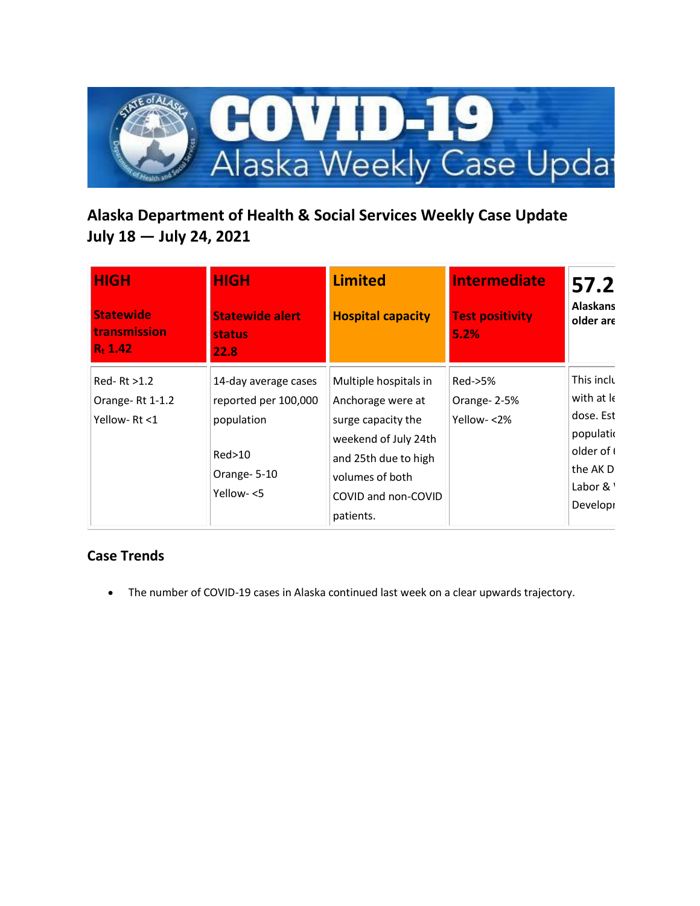# Alaska Department of Health & Social Services Weekly Case Update July 18 — July 24, 2021

| HIGH<br><br>Statewide transmission<br>$R_t$ 1.42 | HIGH<br><br>Statewide alert status<br>22.8 | Limited<br><br>Hospital capacity | Intermediate<br><br>Test positivity<br>5.2% | 57.2<br>Alaskans older are |
|---|---|---|---|---|
| Red- Rt >1.2<br>Orange- Rt 1-1.2<br>Yellow- Rt <1 | 14-day average cases reported per 100,000 population<br><br>Red>10<br>Orange- 5-10<br>Yellow- <5 | Multiple hospitals in Anchorage were at surge capacity the weekend of July 24th and 25th due to high volumes of both COVID and non-COVID patients. | Red->5%<br>Orange- 2-5%<br>Yellow- <2% | This inclu with at le dose. Est populatio older of the AK D Labor & Develop |

## Case Trends

- The number of COVID-19 cases in Alaska continued last week on a clear upwards trajectory.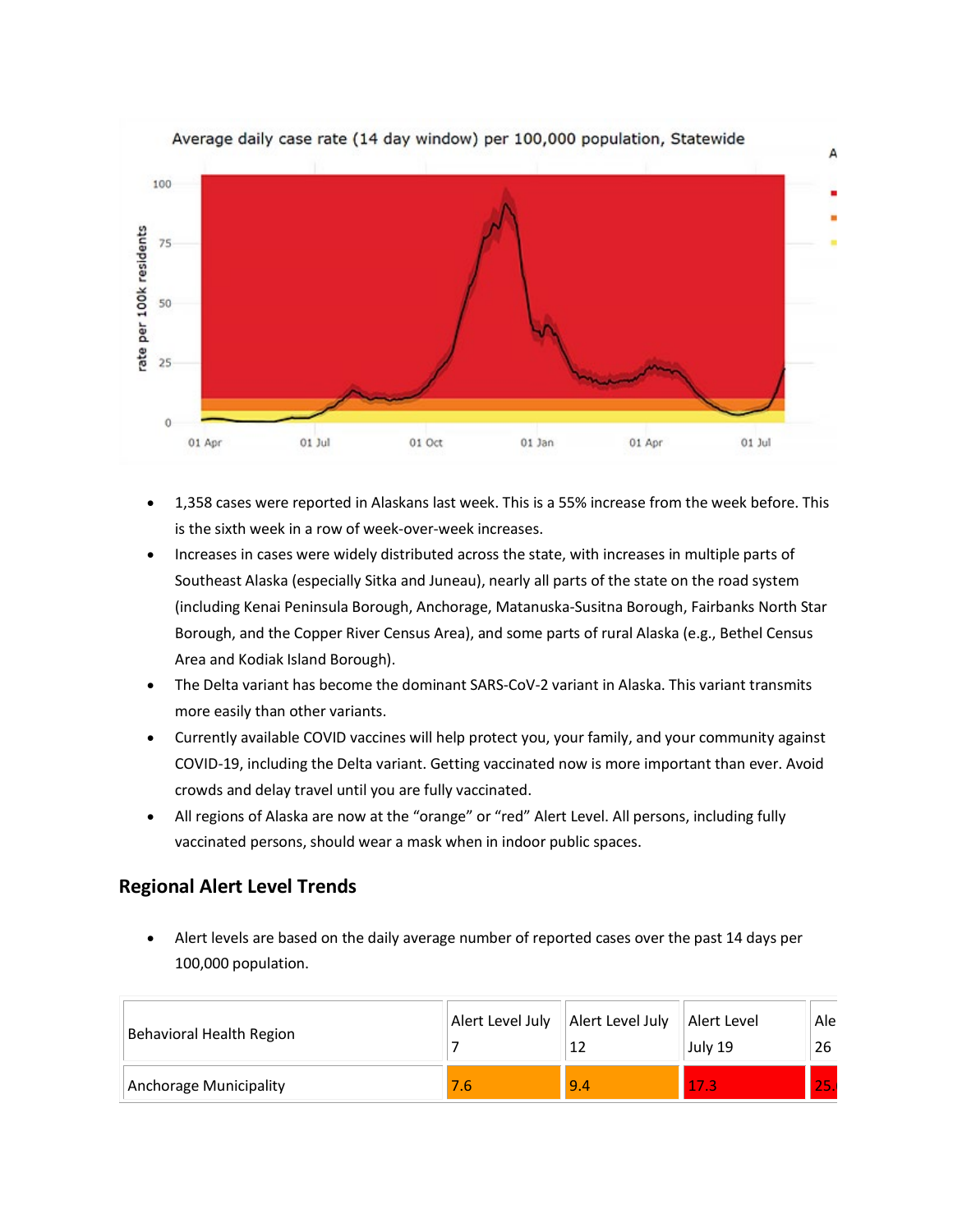Average daily case rate (14 day window) per 100,000 population, Statewide

- 1,358 cases were reported in Alaskans last week. This is a 55% increase from the week before. This is the sixth week in a row of week-over-week increases.
- Increases in cases were widely distributed across the state, with increases in multiple parts of Southeast Alaska (especially Sitka and Juneau), nearly all parts of the state on the road system (including Kenai Peninsula Borough, Anchorage, Matanuska-Susitna Borough, Fairbanks North Star Borough, and the Copper River Census Area), and some parts of rural Alaska (e.g., Bethel Census Area and Kodiak Island Borough).
- The Delta variant has become the dominant SARS-CoV-2 variant in Alaska. This variant transmits more easily than other variants.
- Currently available COVID vaccines will help protect you, your family, and your community against COVID-19, including the Delta variant. Getting vaccinated now is more important than ever. Avoid crowds and delay travel until you are fully vaccinated.
- All regions of Alaska are now at the "orange" or "red" Alert Level. All persons, including fully vaccinated persons, should wear a mask when in indoor public spaces.

## Regional Alert Level Trends

- Alert levels are based on the daily average number of reported cases over the past 14 days per 100,000 population.

| Behavioral Health Region | Alert Level July 7 | Alert Level July 12 | Alert Level July 19 | Ale 26 |
|---|---|---|---|---|
| Anchorage Municipality | 7.6 | 9.4 | 17.3 | 25. |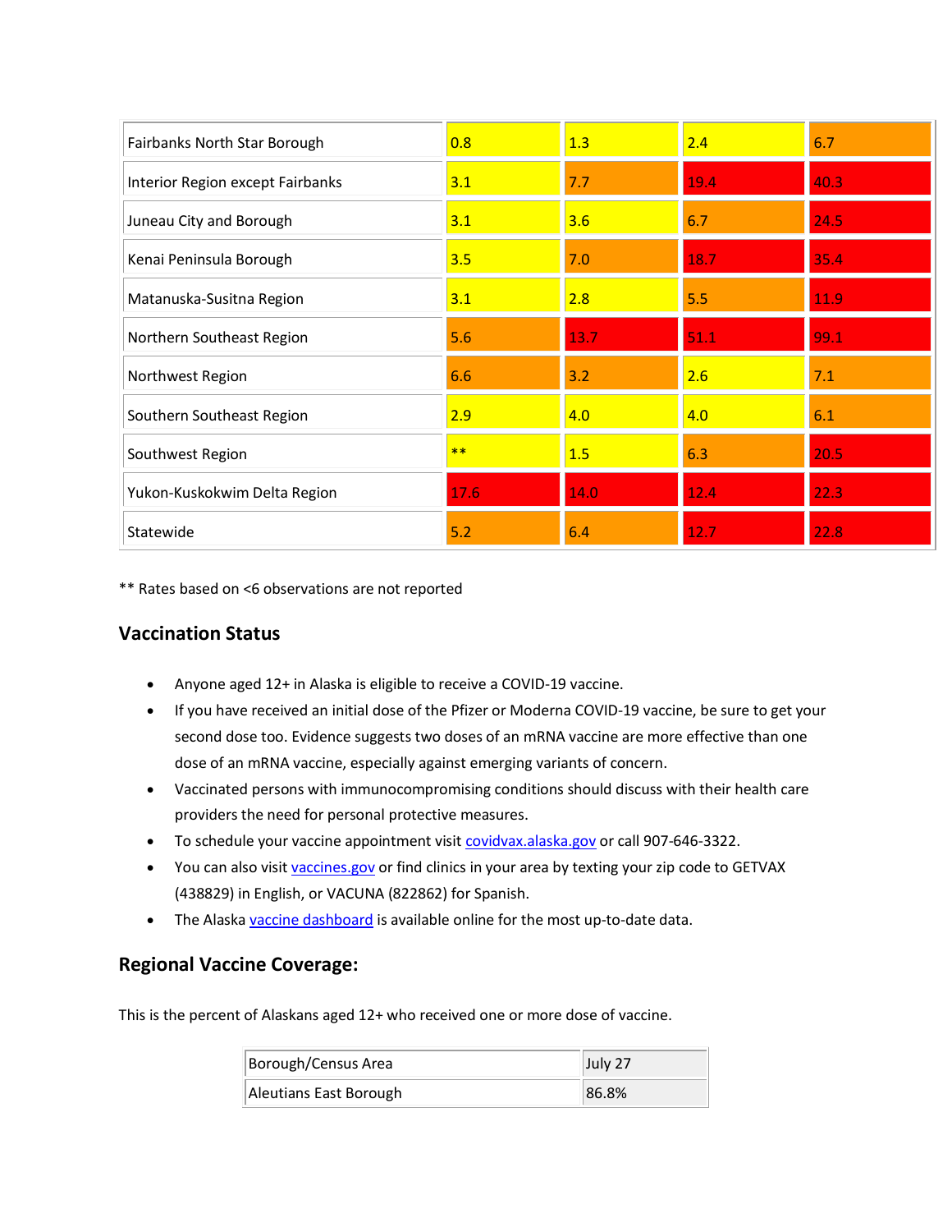| | | | | |
|---|---|---|---|---|
| Fairbanks North Star Borough | 0.8 | 1.3 | 2.4 | 6.7 |
| Interior Region except Fairbanks | 3.1 | 7.7 | 19.4 | 40.3 |
| Juneau City and Borough | 3.1 | 3.6 | 6.7 | 24.5 |
| Kenai Peninsula Borough | 3.5 | 7.0 | 18.7 | 35.4 |
| Matanuska-Susitna Region | 3.1 | 2.8 | 5.5 | 11.9 |
| Northern Southeast Region | 5.6 | 13.7 | 51.1 | 99.1 |
| Northwest Region | 6.6 | 3.2 | 2.6 | 7.1 |
| Southern Southeast Region | 2.9 | 4.0 | 4.0 | 6.1 |
| Southwest Region | ** | 1.5 | 6.3 | 20.5 |
| Yukon-Kuskokwim Delta Region | 17.6 | 14.0 | 12.4 | 22.3 |
| Statewide | 5.2 | 6.4 | 12.7 | 22.8 |

** Rates based on <6 observations are not reported

## Vaccination Status

- Anyone aged 12+ in Alaska is eligible to receive a COVID-19 vaccine.
- If you have received an initial dose of the Pfizer or Moderna COVID-19 vaccine, be sure to get your second dose too. Evidence suggests two doses of an mRNA vaccine are more effective than one dose of an mRNA vaccine, especially against emerging variants of concern.
- Vaccinated persons with immunocompromising conditions should discuss with their health care providers the need for personal protective measures.
- To schedule your vaccine appointment visit covidvax.alaska.gov or call 907-646-3322.
- You can also visit vaccines.gov or find clinics in your area by texting your zip code to GETVAX (438829) in English, or VACUNA (822862) for Spanish.
- The Alaska vaccine dashboard is available online for the most up-to-date data.

## Regional Vaccine Coverage:

This is the percent of Alaskans aged 12+ who received one or more dose of vaccine.

| Borough/Census Area | July 27 |
|---|---|
| Aleutians East Borough | 86.8% |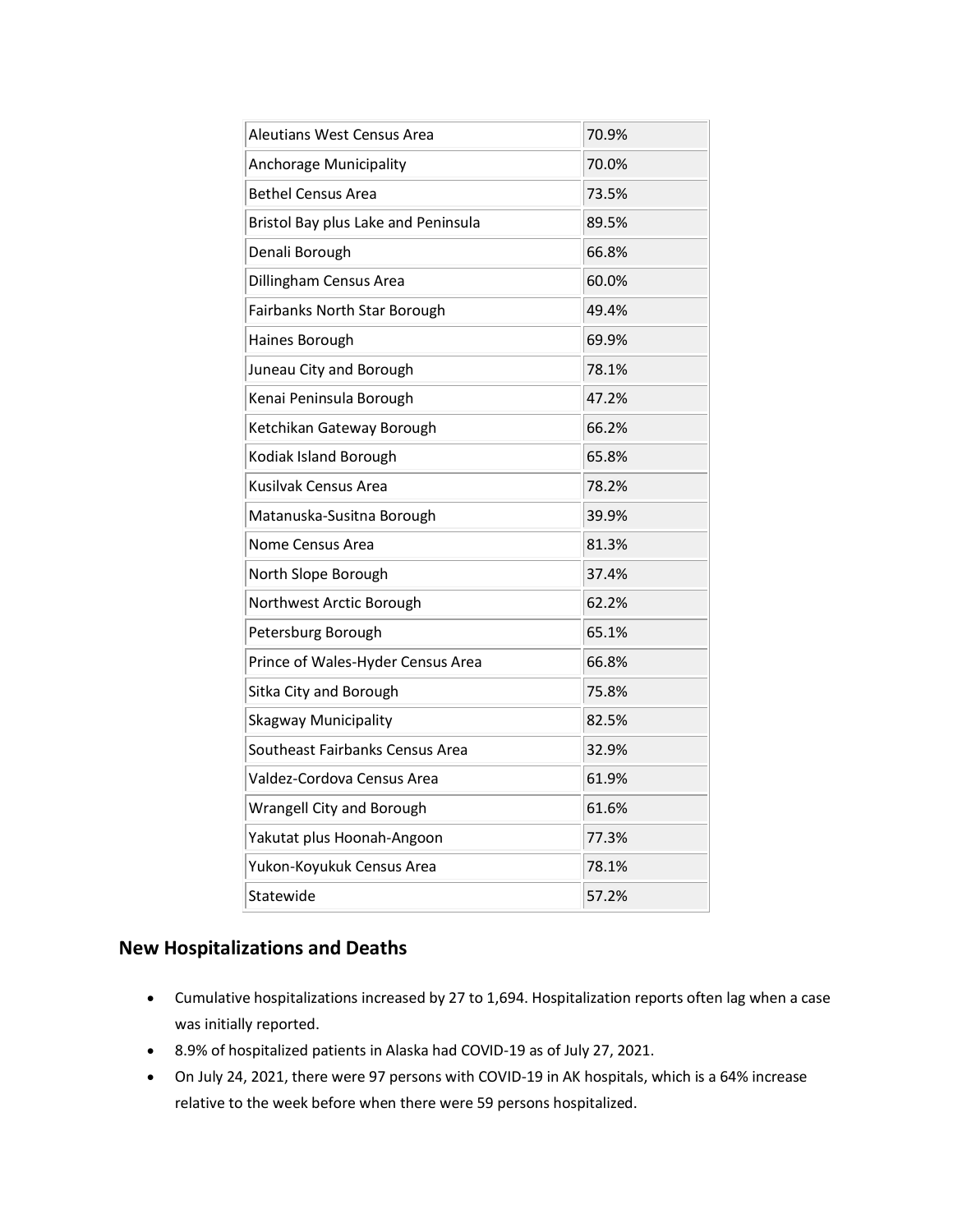| Aleutians West Census Area | 70.9% |
| --- | --- |
| Anchorage Municipality | 70.0% |
| Bethel Census Area | 73.5% |
| Bristol Bay plus Lake and Peninsula | 89.5% |
| Denali Borough | 66.8% |
| Dillingham Census Area | 60.0% |
| Fairbanks North Star Borough | 49.4% |
| Haines Borough | 69.9% |
| Juneau City and Borough | 78.1% |
| Kenai Peninsula Borough | 47.2% |
| Ketchikan Gateway Borough | 66.2% |
| Kodiak Island Borough | 65.8% |
| Kusilvak Census Area | 78.2% |
| Matanuska-Susitna Borough | 39.9% |
| Nome Census Area | 81.3% |
| North Slope Borough | 37.4% |
| Northwest Arctic Borough | 62.2% |
| Petersburg Borough | 65.1% |
| Prince of Wales-Hyder Census Area | 66.8% |
| Sitka City and Borough | 75.8% |
| Skagway Municipality | 82.5% |
| Southeast Fairbanks Census Area | 32.9% |
| Valdez-Cordova Census Area | 61.9% |
| Wrangell City and Borough | 61.6% |
| Yakutat plus Hoonah-Angoon | 77.3% |
| Yukon-Koyukuk Census Area | 78.1% |
| Statewide | 57.2% |

## New Hospitalizations and Deaths

- Cumulative hospitalizations increased by 27 to 1,694. Hospitalization reports often lag when a case was initially reported.
- 8.9% of hospitalized patients in Alaska had COVID-19 as of July 27, 2021.
- On July 24, 2021, there were 97 persons with COVID-19 in AK hospitals, which is a 64% increase relative to the week before when there were 59 persons hospitalized.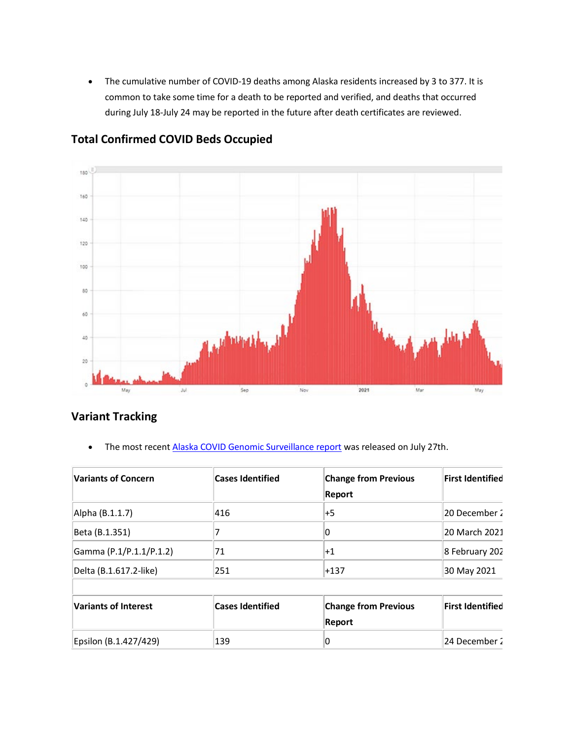- The cumulative number of COVID-19 deaths among Alaska residents increased by 3 to 377. It is common to take some time for a death to be reported and verified, and deaths that occurred during July 18-July 24 may be reported in the future after death certificates are reviewed.

## Total Confirmed COVID Beds Occupied

## Variant Tracking

- The most recent Alaska COVID Genomic Surveillance report was released on July 27th.

| Variants of Concern | Cases Identified | Change from Previous Report | First Identified |
|---|---|---|---|
| Alpha (B.1.1.7) | 416 | +5 | 20 December 2 |
| Beta (B.1.351) | 7 | 0 | 20 March 2021 |
| Gamma (P.1/P.1.1/P.1.2) | 71 | +1 | 8 February 202 |
| Delta (B.1.617.2-like) | 251 | +137 | 30 May 2021 |
| | | | |
| **Variants of Interest** | **Cases Identified** | **Change from Previous Report** | **First Identified** |
| Epsilon (B.1.427/429) | 139 | 0 | 24 December 2 |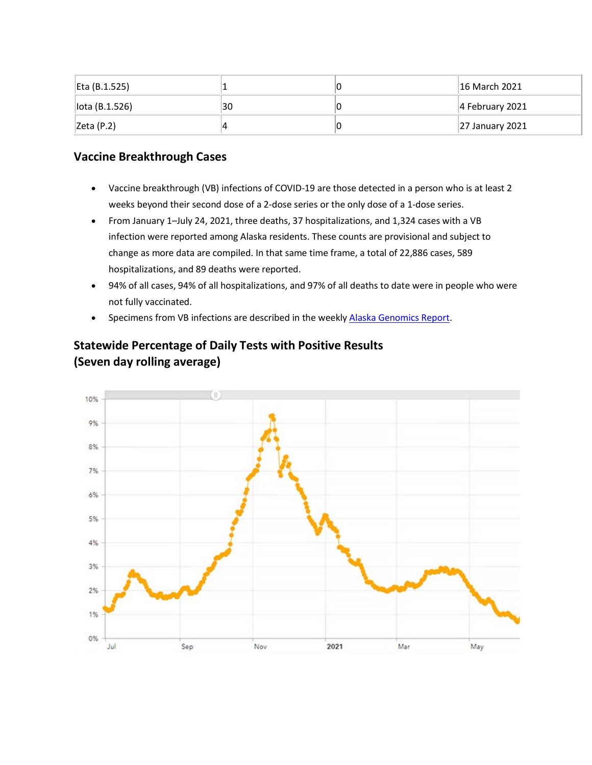| | | | |
|---|---|---|---|
| Eta (B.1.525) | 1 | 0 | 16 March 2021 |
| Iota (B.1.526) | 30 | 0 | 4 February 2021 |
| Zeta (P.2) | 4 | 0 | 27 January 2021 |

### Vaccine Breakthrough Cases

- Vaccine breakthrough (VB) infections of COVID-19 are those detected in a person who is at least 2 weeks beyond their second dose of a 2-dose series or the only dose of a 1-dose series.
- From January 1–July 24, 2021, three deaths, 37 hospitalizations, and 1,324 cases with a VB infection were reported among Alaska residents. These counts are provisional and subject to change as more data are compiled. In that same time frame, a total of 22,886 cases, 589 hospitalizations, and 89 deaths were reported.
- 94% of all cases, 94% of all hospitalizations, and 97% of all deaths to date were in people who were not fully vaccinated.
- Specimens from VB infections are described in the weekly [Alaska Genomics Report](Alaska Genomics Report).

### Statewide Percentage of Daily Tests with Positive Results (Seven day rolling average)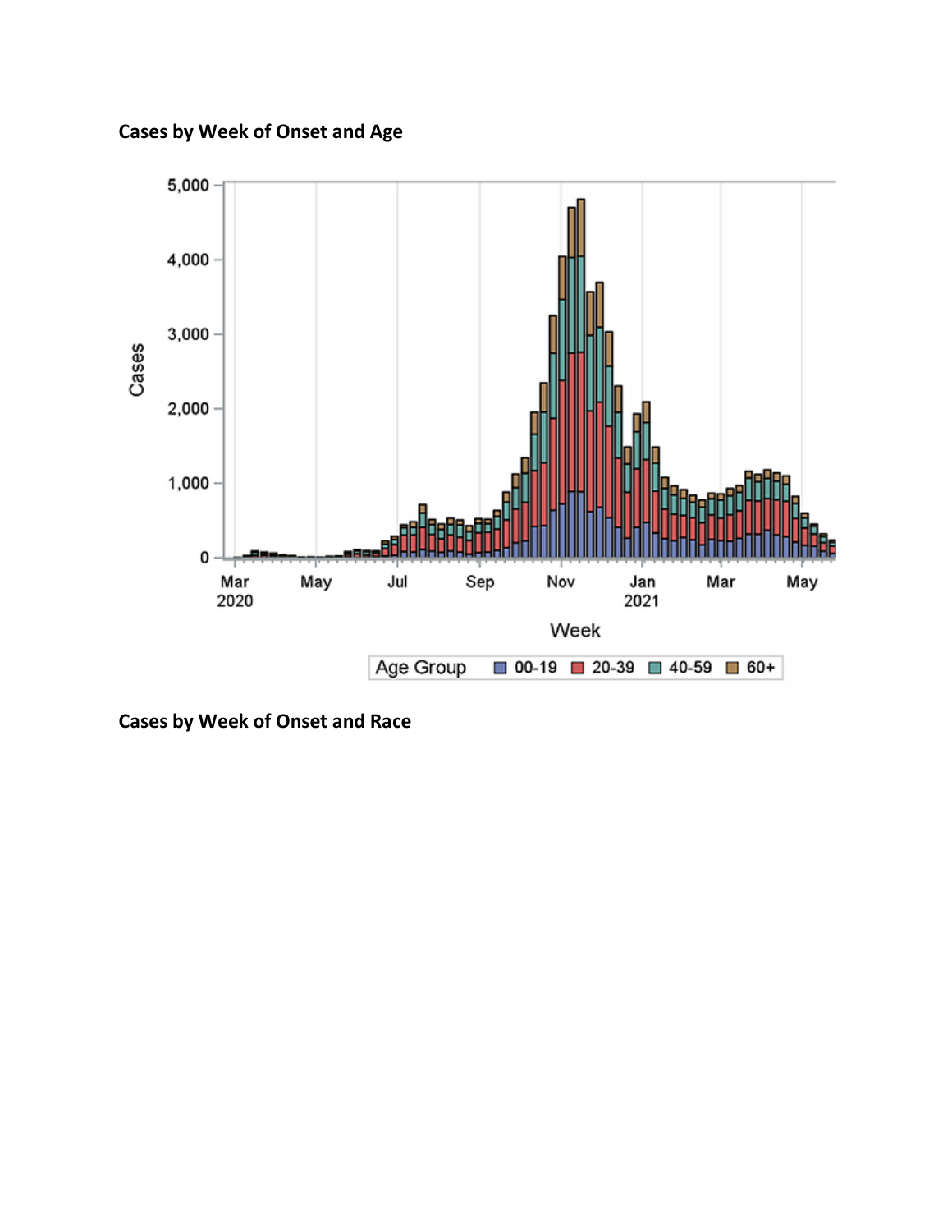**Cases by Week of Onset and Age**

**Cases by Week of Onset and Race**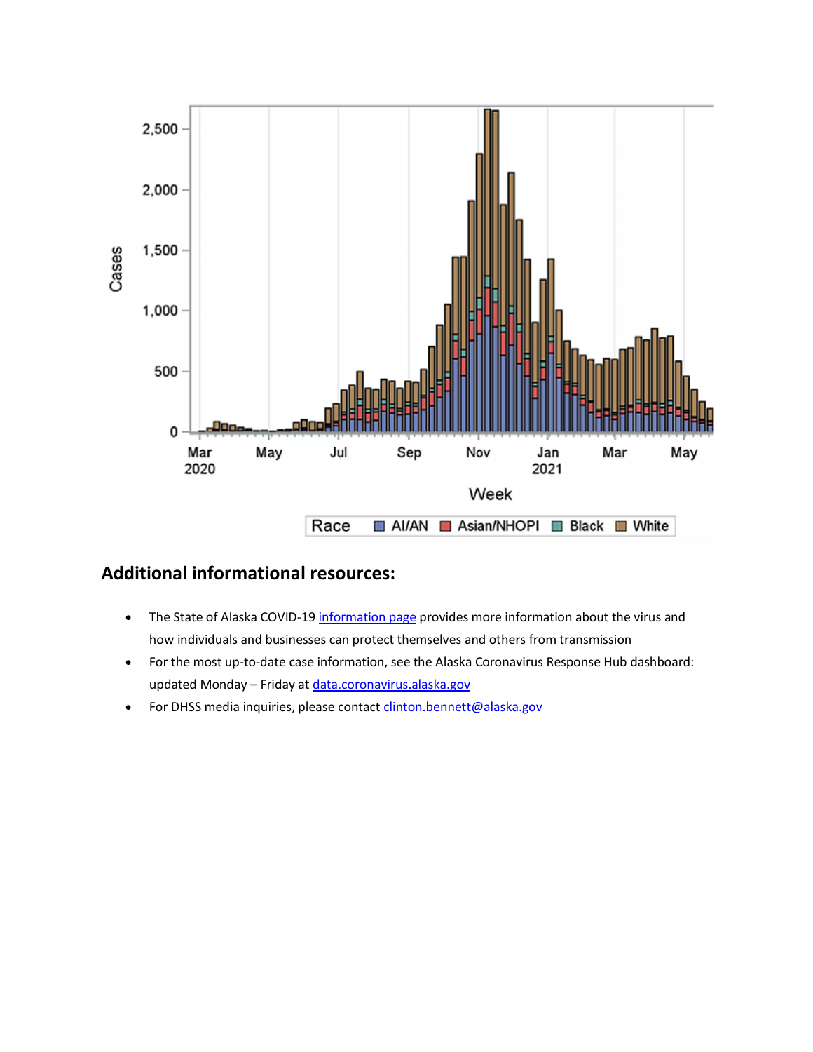2,500
2,000
1,500
1,000
500
0
Cases
Mar 2020
May
Jul
Sep
Nov
Jan 2021
Mar
May
Week
Race AI/AN Asian/NHOPI Black White

## Additional informational resources:

- The State of Alaska COVID-19 information page provides more information about the virus and how individuals and businesses can protect themselves and others from transmission
- For the most up-to-date case information, see the Alaska Coronavirus Response Hub dashboard: updated Monday – Friday at data.coronavirus.alaska.gov
- For DHSS media inquiries, please contact clinton.bennett@alaska.gov